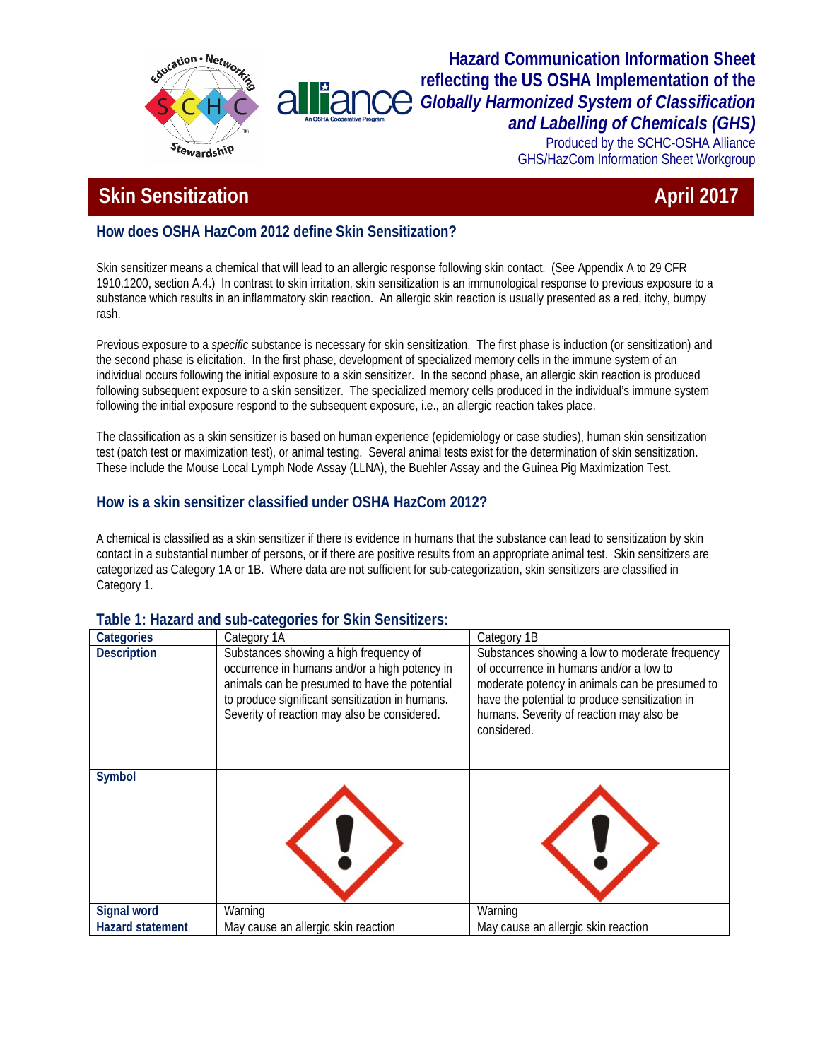# Hazard Communication Information Sheet reflecting the US OSHA Implementation of the *Globally Harmonized System of Classification and Labelling of Chemicals (GHS)*

Produced by the SCHC-OSHA Alliance GHS/HazCom Information Sheet Workgroup

## Skin Sensitization — April 2017

### How does OSHA HazCom 2012 define Skin Sensitization?

Skin sensitizer means a chemical that will lead to an allergic response following skin contact. (See Appendix A to 29 CFR 1910.1200, section A.4.) In contrast to skin irritation, skin sensitization is an immunological response to previous exposure to a substance which results in an inflammatory skin reaction. An allergic skin reaction is usually presented as a red, itchy, bumpy rash.

Previous exposure to a *specific* substance is necessary for skin sensitization. The first phase is induction (or sensitization) and the second phase is elicitation. In the first phase, development of specialized memory cells in the immune system of an individual occurs following the initial exposure to a skin sensitizer. In the second phase, an allergic skin reaction is produced following subsequent exposure to a skin sensitizer. The specialized memory cells produced in the individual's immune system following the initial exposure respond to the subsequent exposure, i.e., an allergic reaction takes place.

The classification as a skin sensitizer is based on human experience (epidemiology or case studies), human skin sensitization test (patch test or maximization test), or animal testing. Several animal tests exist for the determination of skin sensitization. These include the Mouse Local Lymph Node Assay (LLNA), the Buehler Assay and the Guinea Pig Maximization Test.

### How is a skin sensitizer classified under OSHA HazCom 2012?

A chemical is classified as a skin sensitizer if there is evidence in humans that the substance can lead to sensitization by skin contact in a substantial number of persons, or if there are positive results from an appropriate animal test. Skin sensitizers are categorized as Category 1A or 1B. Where data are not sufficient for sub-categorization, skin sensitizers are classified in Category 1.

**Table 1: Hazard and sub-categories for Skin Sensitizers:**

| **Categories** | Category 1A | Category 1B |
|---|---|---|
| **Description** | Substances showing a high frequency of occurrence in humans and/or a high potency in animals can be presumed to have the potential to produce significant sensitization in humans. Severity of reaction may also be considered. | Substances showing a low to moderate frequency of occurrence in humans and/or a low to moderate potency in animals can be presumed to have the potential to produce sensitization in humans. Severity of reaction may also be considered. |
| **Symbol** | (exclamation mark pictogram) | (exclamation mark pictogram) |
| **Signal word** | Warning | Warning |
| **Hazard statement** | May cause an allergic skin reaction | May cause an allergic skin reaction |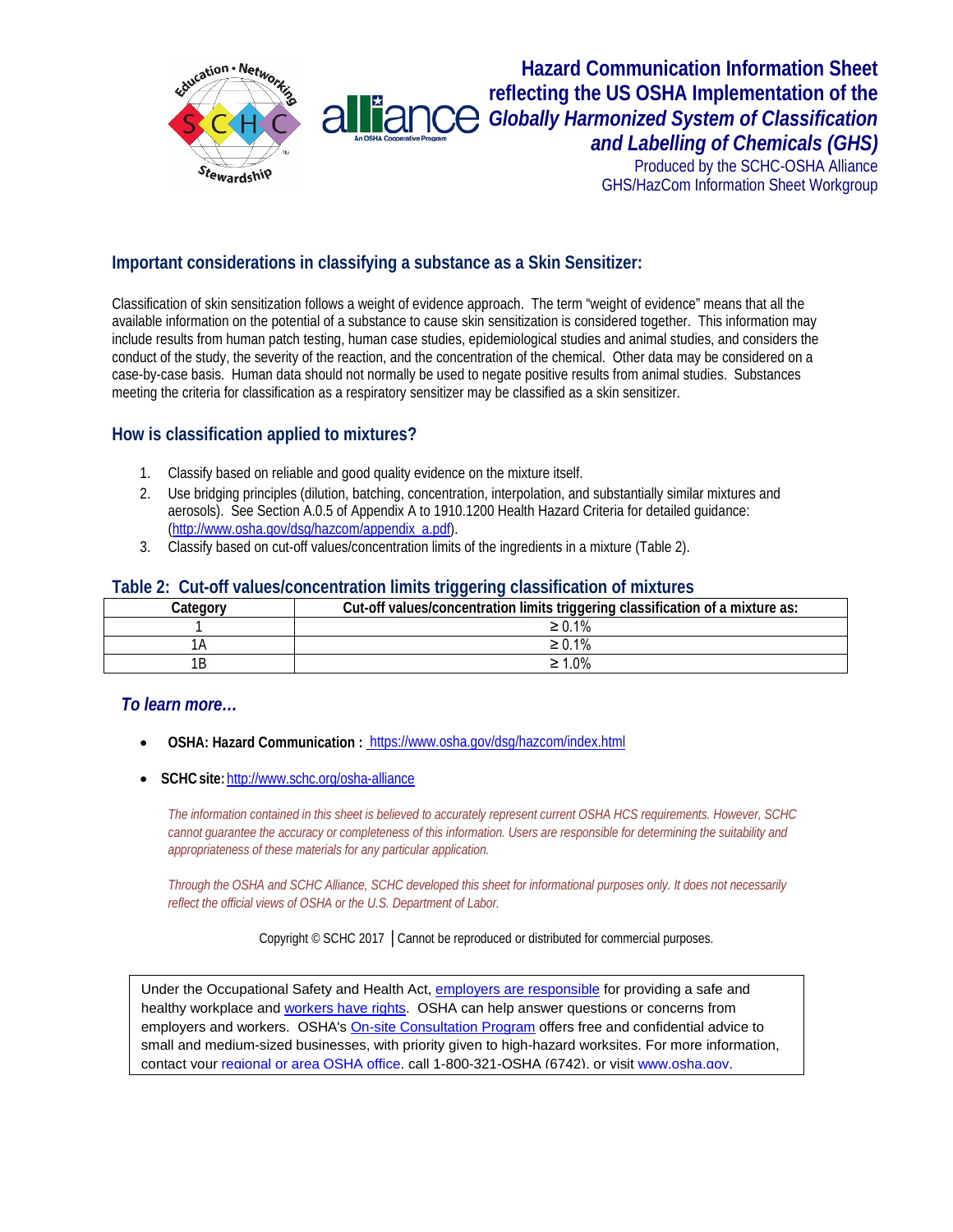# Hazard Communication Information Sheet reflecting the US OSHA Implementation of the *Globally Harmonized System of Classification and Labelling of Chemicals (GHS)*

Produced by the SCHC-OSHA Alliance GHS/HazCom Information Sheet Workgroup

## Important considerations in classifying a substance as a Skin Sensitizer:

Classification of skin sensitization follows a weight of evidence approach. The term "weight of evidence" means that all the available information on the potential of a substance to cause skin sensitization is considered together. This information may include results from human patch testing, human case studies, epidemiological studies and animal studies, and considers the conduct of the study, the severity of the reaction, and the concentration of the chemical. Other data may be considered on a case-by-case basis. Human data should not normally be used to negate positive results from animal studies. Substances meeting the criteria for classification as a respiratory sensitizer may be classified as a skin sensitizer.

## How is classification applied to mixtures?

1. Classify based on reliable and good quality evidence on the mixture itself.
2. Use bridging principles (dilution, batching, concentration, interpolation, and substantially similar mixtures and aerosols). See Section A.0.5 of Appendix A to 1910.1200 Health Hazard Criteria for detailed guidance: (http://www.osha.gov/dsg/hazcom/appendix_a.pdf).
3. Classify based on cut-off values/concentration limits of the ingredients in a mixture (Table 2).

### Table 2: Cut-off values/concentration limits triggering classification of mixtures

| Category | Cut-off values/concentration limits triggering classification of a mixture as: |
|---|---|
| 1 | ≥ 0.1% |
| 1A | ≥ 0.1% |
| 1B | ≥ 1.0% |

### *To learn more…*

- **OSHA: Hazard Communication :** https://www.osha.gov/dsg/hazcom/index.html
- **SCHC site:** http://www.schc.org/osha-alliance

*The information contained in this sheet is believed to accurately represent current OSHA HCS requirements. However, SCHC cannot guarantee the accuracy or completeness of this information. Users are responsible for determining the suitability and appropriateness of these materials for any particular application.*

*Through the OSHA and SCHC Alliance, SCHC developed this sheet for informational purposes only. It does not necessarily reflect the official views of OSHA or the U.S. Department of Labor.*

Copyright © SCHC 2017 | Cannot be reproduced or distributed for commercial purposes.

Under the Occupational Safety and Health Act, employers are responsible for providing a safe and healthy workplace and workers have rights. OSHA can help answer questions or concerns from employers and workers. OSHA's On-site Consultation Program offers free and confidential advice to small and medium-sized businesses, with priority given to high-hazard worksites. For more information, contact your regional or area OSHA office, call 1-800-321-OSHA (6742), or visit www.osha.gov.